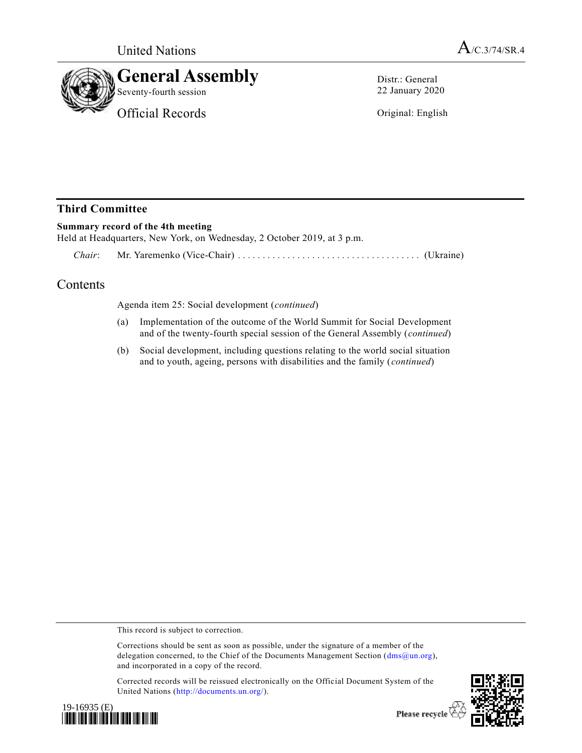United Nations

A/C.3/74/SR.4

# General Assembly

Seventy-fourth session

Official Records

Distr.: General
22 January 2020

Original: English

## Third Committee

**Summary record of the 4th meeting**
Held at Headquarters, New York, on Wednesday, 2 October 2019, at 3 p.m.

*Chair*: Mr. Yaremenko (Vice-Chair) .................................... (Ukraine)

## Contents

Agenda item 25: Social development (*continued*)

(a) Implementation of the outcome of the World Summit for Social Development and of the twenty-fourth special session of the General Assembly (*continued*)

(b) Social development, including questions relating to the world social situation and to youth, ageing, persons with disabilities and the family (*continued*)

This record is subject to correction.

Corrections should be sent as soon as possible, under the signature of a member of the delegation concerned, to the Chief of the Documents Management Section (dms@un.org), and incorporated in a copy of the record.

Corrected records will be reissued electronically on the Official Document System of the United Nations (http://documents.un.org/).

19-16935 (E)

Please recycle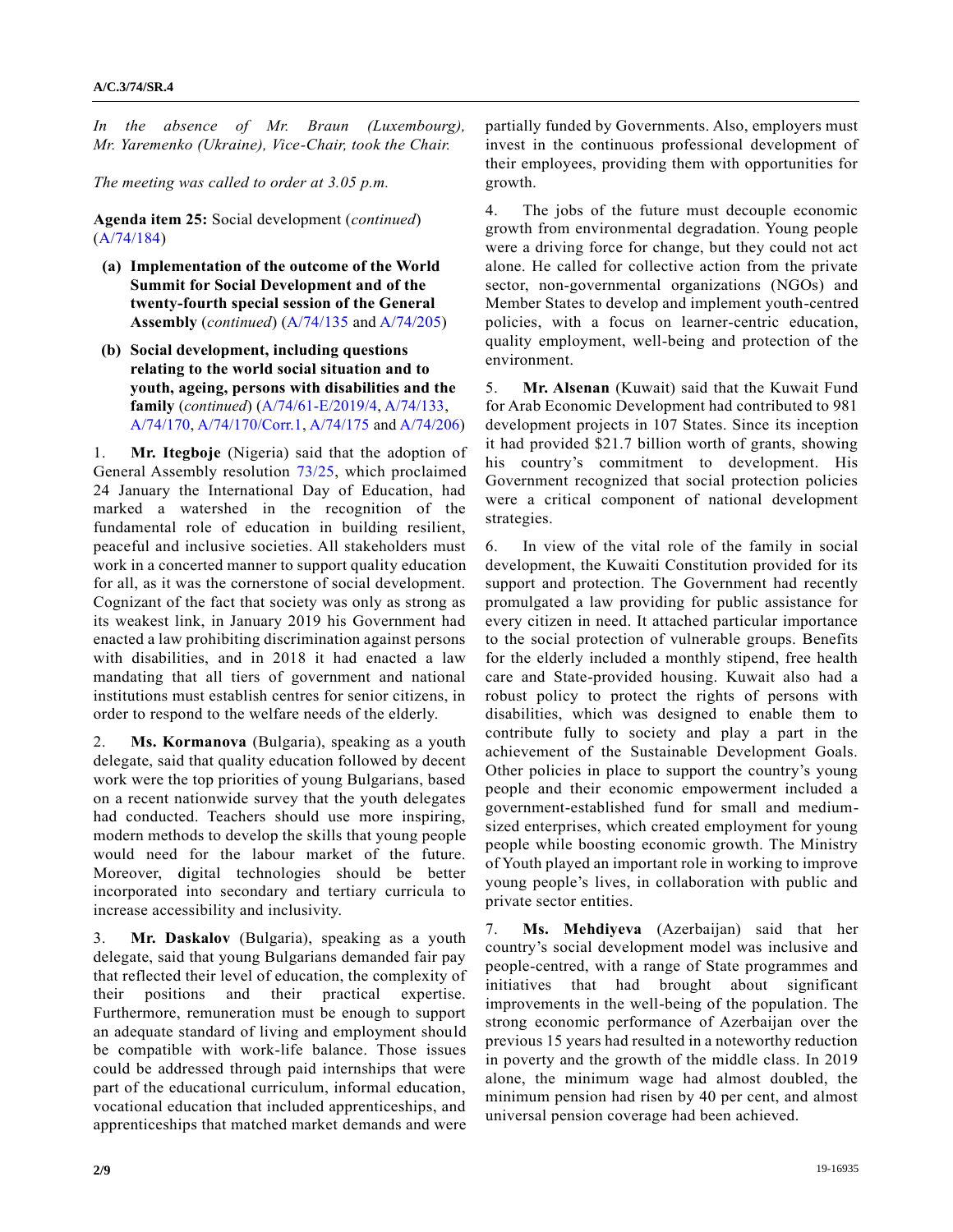*In the absence of Mr. Braun (Luxembourg), Mr. Yaremenko (Ukraine), Vice-Chair, took the Chair.*

*The meeting was called to order at 3.05 p.m.*

**Agenda item 25:** Social development (*continued*) (A/74/184)

**(a) Implementation of the outcome of the World Summit for Social Development and of the twenty-fourth special session of the General Assembly** (*continued*) (A/74/135 and A/74/205)

**(b) Social development, including questions relating to the world social situation and to youth, ageing, persons with disabilities and the family** (*continued*) (A/74/61-E/2019/4, A/74/133, A/74/170, A/74/170/Corr.1, A/74/175 and A/74/206)

1. **Mr. Itegboje** (Nigeria) said that the adoption of General Assembly resolution 73/25, which proclaimed 24 January the International Day of Education, had marked a watershed in the recognition of the fundamental role of education in building resilient, peaceful and inclusive societies. All stakeholders must work in a concerted manner to support quality education for all, as it was the cornerstone of social development. Cognizant of the fact that society was only as strong as its weakest link, in January 2019 his Government had enacted a law prohibiting discrimination against persons with disabilities, and in 2018 it had enacted a law mandating that all tiers of government and national institutions must establish centres for senior citizens, in order to respond to the welfare needs of the elderly.

2. **Ms. Kormanova** (Bulgaria), speaking as a youth delegate, said that quality education followed by decent work were the top priorities of young Bulgarians, based on a recent nationwide survey that the youth delegates had conducted. Teachers should use more inspiring, modern methods to develop the skills that young people would need for the labour market of the future. Moreover, digital technologies should be better incorporated into secondary and tertiary curricula to increase accessibility and inclusivity.

3. **Mr. Daskalov** (Bulgaria), speaking as a youth delegate, said that young Bulgarians demanded fair pay that reflected their level of education, the complexity of their positions and their practical expertise. Furthermore, remuneration must be enough to support an adequate standard of living and employment should be compatible with work-life balance. Those issues could be addressed through paid internships that were part of the educational curriculum, informal education, vocational education that included apprenticeships, and apprenticeships that matched market demands and were partially funded by Governments. Also, employers must invest in the continuous professional development of their employees, providing them with opportunities for growth.

4. The jobs of the future must decouple economic growth from environmental degradation. Young people were a driving force for change, but they could not act alone. He called for collective action from the private sector, non-governmental organizations (NGOs) and Member States to develop and implement youth-centred policies, with a focus on learner-centric education, quality employment, well-being and protection of the environment.

5. **Mr. Alsenan** (Kuwait) said that the Kuwait Fund for Arab Economic Development had contributed to 981 development projects in 107 States. Since its inception it had provided $21.7 billion worth of grants, showing his country's commitment to development. His Government recognized that social protection policies were a critical component of national development strategies.

6. In view of the vital role of the family in social development, the Kuwaiti Constitution provided for its support and protection. The Government had recently promulgated a law providing for public assistance for every citizen in need. It attached particular importance to the social protection of vulnerable groups. Benefits for the elderly included a monthly stipend, free health care and State-provided housing. Kuwait also had a robust policy to protect the rights of persons with disabilities, which was designed to enable them to contribute fully to society and play a part in the achievement of the Sustainable Development Goals. Other policies in place to support the country's young people and their economic empowerment included a government-established fund for small and medium-sized enterprises, which created employment for young people while boosting economic growth. The Ministry of Youth played an important role in working to improve young people's lives, in collaboration with public and private sector entities.

7. **Ms. Mehdiyeva** (Azerbaijan) said that her country's social development model was inclusive and people-centred, with a range of State programmes and initiatives that had brought about significant improvements in the well-being of the population. The strong economic performance of Azerbaijan over the previous 15 years had resulted in a noteworthy reduction in poverty and the growth of the middle class. In 2019 alone, the minimum wage had almost doubled, the minimum pension had risen by 40 per cent, and almost universal pension coverage had been achieved.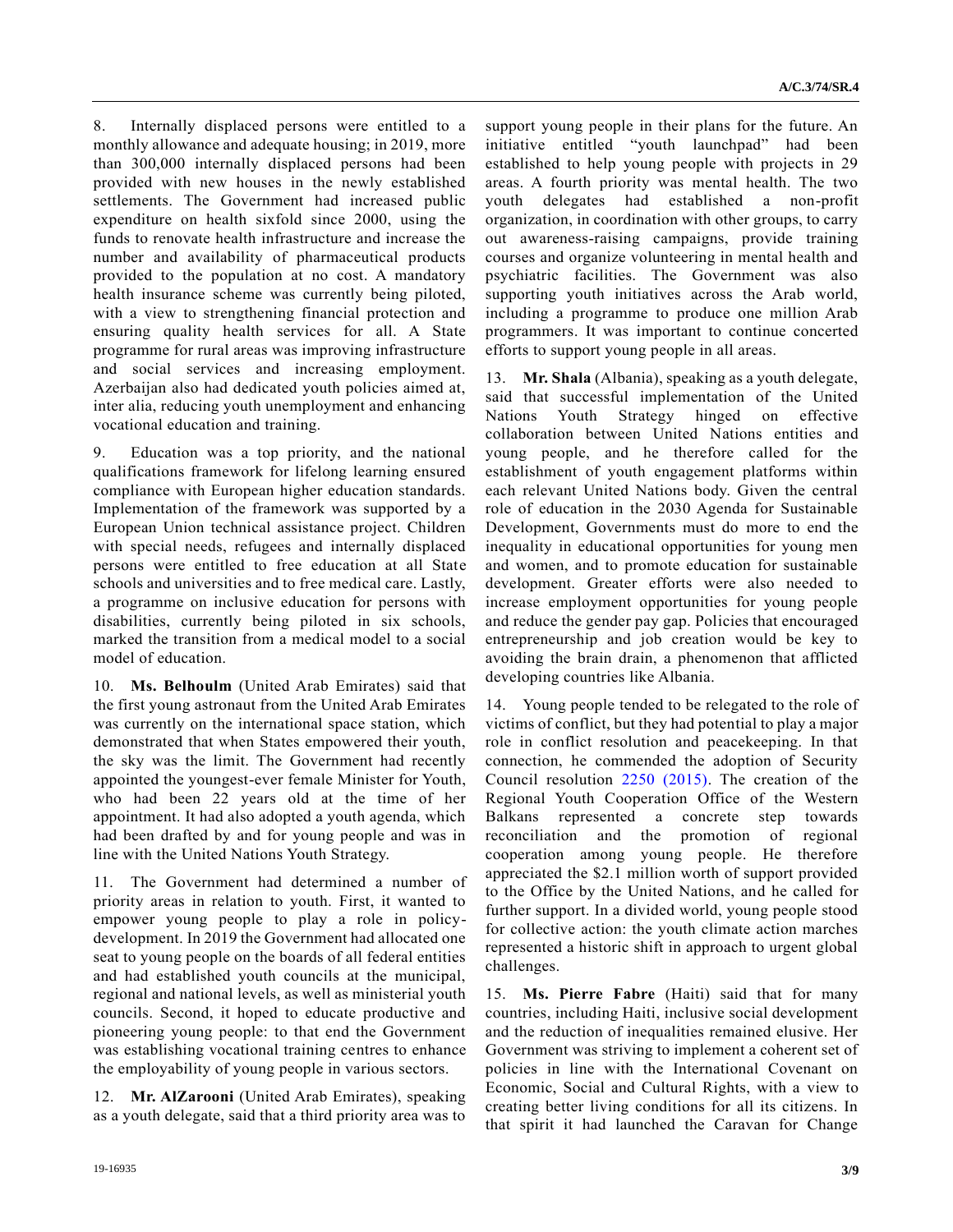8. Internally displaced persons were entitled to a monthly allowance and adequate housing; in 2019, more than 300,000 internally displaced persons had been provided with new houses in the newly established settlements. The Government had increased public expenditure on health sixfold since 2000, using the funds to renovate health infrastructure and increase the number and availability of pharmaceutical products provided to the population at no cost. A mandatory health insurance scheme was currently being piloted, with a view to strengthening financial protection and ensuring quality health services for all. A State programme for rural areas was improving infrastructure and social services and increasing employment. Azerbaijan also had dedicated youth policies aimed at, inter alia, reducing youth unemployment and enhancing vocational education and training.

9. Education was a top priority, and the national qualifications framework for lifelong learning ensured compliance with European higher education standards. Implementation of the framework was supported by a European Union technical assistance project. Children with special needs, refugees and internally displaced persons were entitled to free education at all State schools and universities and to free medical care. Lastly, a programme on inclusive education for persons with disabilities, currently being piloted in six schools, marked the transition from a medical model to a social model of education.

10. **Ms. Belhoulm** (United Arab Emirates) said that the first young astronaut from the United Arab Emirates was currently on the international space station, which demonstrated that when States empowered their youth, the sky was the limit. The Government had recently appointed the youngest-ever female Minister for Youth, who had been 22 years old at the time of her appointment. It had also adopted a youth agenda, which had been drafted by and for young people and was in line with the United Nations Youth Strategy.

11. The Government had determined a number of priority areas in relation to youth. First, it wanted to empower young people to play a role in policy-development. In 2019 the Government had allocated one seat to young people on the boards of all federal entities and had established youth councils at the municipal, regional and national levels, as well as ministerial youth councils. Second, it hoped to educate productive and pioneering young people: to that end the Government was establishing vocational training centres to enhance the employability of young people in various sectors.

12. **Mr. AlZarooni** (United Arab Emirates), speaking as a youth delegate, said that a third priority area was to support young people in their plans for the future. An initiative entitled "youth launchpad" had been established to help young people with projects in 29 areas. A fourth priority was mental health. The two youth delegates had established a non-profit organization, in coordination with other groups, to carry out awareness-raising campaigns, provide training courses and organize volunteering in mental health and psychiatric facilities. The Government was also supporting youth initiatives across the Arab world, including a programme to produce one million Arab programmers. It was important to continue concerted efforts to support young people in all areas.

13. **Mr. Shala** (Albania), speaking as a youth delegate, said that successful implementation of the United Nations Youth Strategy hinged on effective collaboration between United Nations entities and young people, and he therefore called for the establishment of youth engagement platforms within each relevant United Nations body. Given the central role of education in the 2030 Agenda for Sustainable Development, Governments must do more to end the inequality in educational opportunities for young men and women, and to promote education for sustainable development. Greater efforts were also needed to increase employment opportunities for young people and reduce the gender pay gap. Policies that encouraged entrepreneurship and job creation would be key to avoiding the brain drain, a phenomenon that afflicted developing countries like Albania.

14. Young people tended to be relegated to the role of victims of conflict, but they had potential to play a major role in conflict resolution and peacekeeping. In that connection, he commended the adoption of Security Council resolution 2250 (2015). The creation of the Regional Youth Cooperation Office of the Western Balkans represented a concrete step towards reconciliation and the promotion of regional cooperation among young people. He therefore appreciated the \$2.1 million worth of support provided to the Office by the United Nations, and he called for further support. In a divided world, young people stood for collective action: the youth climate action marches represented a historic shift in approach to urgent global challenges.

15. **Ms. Pierre Fabre** (Haiti) said that for many countries, including Haiti, inclusive social development and the reduction of inequalities remained elusive. Her Government was striving to implement a coherent set of policies in line with the International Covenant on Economic, Social and Cultural Rights, with a view to creating better living conditions for all its citizens. In that spirit it had launched the Caravan for Change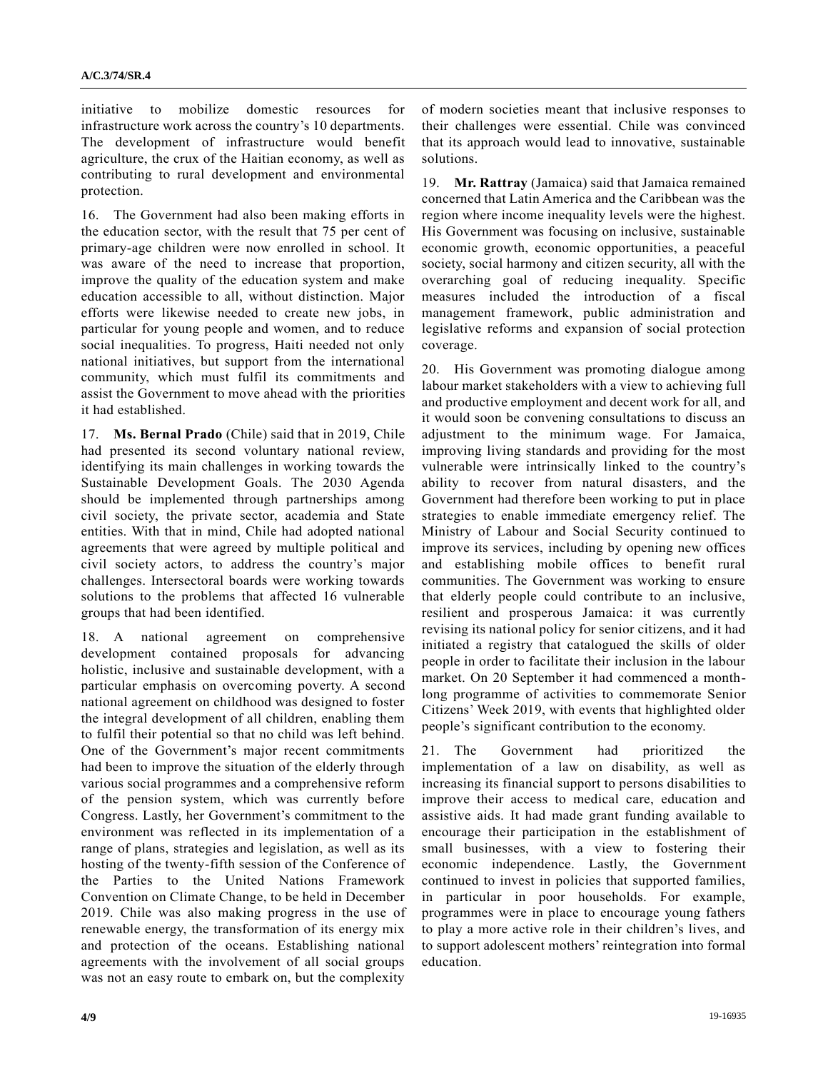initiative to mobilize domestic resources for infrastructure work across the country's 10 departments. The development of infrastructure would benefit agriculture, the crux of the Haitian economy, as well as contributing to rural development and environmental protection.

16. The Government had also been making efforts in the education sector, with the result that 75 per cent of primary-age children were now enrolled in school. It was aware of the need to increase that proportion, improve the quality of the education system and make education accessible to all, without distinction. Major efforts were likewise needed to create new jobs, in particular for young people and women, and to reduce social inequalities. To progress, Haiti needed not only national initiatives, but support from the international community, which must fulfil its commitments and assist the Government to move ahead with the priorities it had established.

17. **Ms. Bernal Prado** (Chile) said that in 2019, Chile had presented its second voluntary national review, identifying its main challenges in working towards the Sustainable Development Goals. The 2030 Agenda should be implemented through partnerships among civil society, the private sector, academia and State entities. With that in mind, Chile had adopted national agreements that were agreed by multiple political and civil society actors, to address the country's major challenges. Intersectoral boards were working towards solutions to the problems that affected 16 vulnerable groups that had been identified.

18. A national agreement on comprehensive development contained proposals for advancing holistic, inclusive and sustainable development, with a particular emphasis on overcoming poverty. A second national agreement on childhood was designed to foster the integral development of all children, enabling them to fulfil their potential so that no child was left behind. One of the Government's major recent commitments had been to improve the situation of the elderly through various social programmes and a comprehensive reform of the pension system, which was currently before Congress. Lastly, her Government's commitment to the environment was reflected in its implementation of a range of plans, strategies and legislation, as well as its hosting of the twenty-fifth session of the Conference of the Parties to the United Nations Framework Convention on Climate Change, to be held in December 2019. Chile was also making progress in the use of renewable energy, the transformation of its energy mix and protection of the oceans. Establishing national agreements with the involvement of all social groups was not an easy route to embark on, but the complexity of modern societies meant that inclusive responses to their challenges were essential. Chile was convinced that its approach would lead to innovative, sustainable solutions.

19. **Mr. Rattray** (Jamaica) said that Jamaica remained concerned that Latin America and the Caribbean was the region where income inequality levels were the highest. His Government was focusing on inclusive, sustainable economic growth, economic opportunities, a peaceful society, social harmony and citizen security, all with the overarching goal of reducing inequality. Specific measures included the introduction of a fiscal management framework, public administration and legislative reforms and expansion of social protection coverage.

20. His Government was promoting dialogue among labour market stakeholders with a view to achieving full and productive employment and decent work for all, and it would soon be convening consultations to discuss an adjustment to the minimum wage. For Jamaica, improving living standards and providing for the most vulnerable were intrinsically linked to the country's ability to recover from natural disasters, and the Government had therefore been working to put in place strategies to enable immediate emergency relief. The Ministry of Labour and Social Security continued to improve its services, including by opening new offices and establishing mobile offices to benefit rural communities. The Government was working to ensure that elderly people could contribute to an inclusive, resilient and prosperous Jamaica: it was currently revising its national policy for senior citizens, and it had initiated a registry that catalogued the skills of older people in order to facilitate their inclusion in the labour market. On 20 September it had commenced a month-long programme of activities to commemorate Senior Citizens' Week 2019, with events that highlighted older people's significant contribution to the economy.

21. The Government had prioritized the implementation of a law on disability, as well as increasing its financial support to persons disabilities to improve their access to medical care, education and assistive aids. It had made grant funding available to encourage their participation in the establishment of small businesses, with a view to fostering their economic independence. Lastly, the Government continued to invest in policies that supported families, in particular in poor households. For example, programmes were in place to encourage young fathers to play a more active role in their children's lives, and to support adolescent mothers' reintegration into formal education.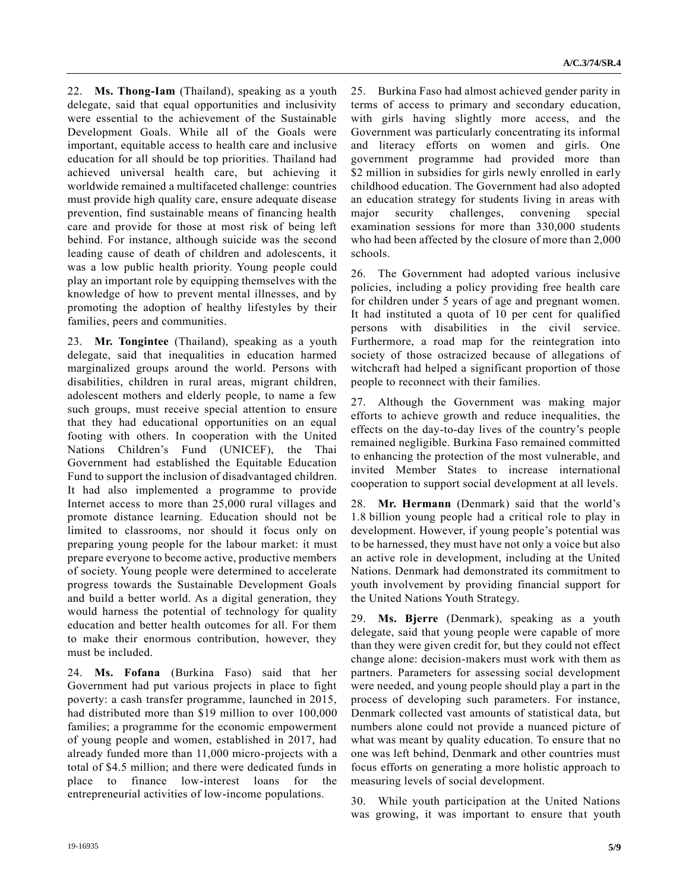22. **Ms. Thong-Iam** (Thailand), speaking as a youth delegate, said that equal opportunities and inclusivity were essential to the achievement of the Sustainable Development Goals. While all of the Goals were important, equitable access to health care and inclusive education for all should be top priorities. Thailand had achieved universal health care, but achieving it worldwide remained a multifaceted challenge: countries must provide high quality care, ensure adequate disease prevention, find sustainable means of financing health care and provide for those at most risk of being left behind. For instance, although suicide was the second leading cause of death of children and adolescents, it was a low public health priority. Young people could play an important role by equipping themselves with the knowledge of how to prevent mental illnesses, and by promoting the adoption of healthy lifestyles by their families, peers and communities.

23. **Mr. Tongintee** (Thailand), speaking as a youth delegate, said that inequalities in education harmed marginalized groups around the world. Persons with disabilities, children in rural areas, migrant children, adolescent mothers and elderly people, to name a few such groups, must receive special attention to ensure that they had educational opportunities on an equal footing with others. In cooperation with the United Nations Children's Fund (UNICEF), the Thai Government had established the Equitable Education Fund to support the inclusion of disadvantaged children. It had also implemented a programme to provide Internet access to more than 25,000 rural villages and promote distance learning. Education should not be limited to classrooms, nor should it focus only on preparing young people for the labour market: it must prepare everyone to become active, productive members of society. Young people were determined to accelerate progress towards the Sustainable Development Goals and build a better world. As a digital generation, they would harness the potential of technology for quality education and better health outcomes for all. For them to make their enormous contribution, however, they must be included.

24. **Ms. Fofana** (Burkina Faso) said that her Government had put various projects in place to fight poverty: a cash transfer programme, launched in 2015, had distributed more than $19 million to over 100,000 families; a programme for the economic empowerment of young people and women, established in 2017, had already funded more than 11,000 micro-projects with a total of $4.5 million; and there were dedicated funds in place to finance low-interest loans for the entrepreneurial activities of low-income populations.

25. Burkina Faso had almost achieved gender parity in terms of access to primary and secondary education, with girls having slightly more access, and the Government was particularly concentrating its informal and literacy efforts on women and girls. One government programme had provided more than $2 million in subsidies for girls newly enrolled in early childhood education. The Government had also adopted an education strategy for students living in areas with major security challenges, convening special examination sessions for more than 330,000 students who had been affected by the closure of more than 2,000 schools.

26. The Government had adopted various inclusive policies, including a policy providing free health care for children under 5 years of age and pregnant women. It had instituted a quota of 10 per cent for qualified persons with disabilities in the civil service. Furthermore, a road map for the reintegration into society of those ostracized because of allegations of witchcraft had helped a significant proportion of those people to reconnect with their families.

27. Although the Government was making major efforts to achieve growth and reduce inequalities, the effects on the day-to-day lives of the country's people remained negligible. Burkina Faso remained committed to enhancing the protection of the most vulnerable, and invited Member States to increase international cooperation to support social development at all levels.

28. **Mr. Hermann** (Denmark) said that the world's 1.8 billion young people had a critical role to play in development. However, if young people's potential was to be harnessed, they must have not only a voice but also an active role in development, including at the United Nations. Denmark had demonstrated its commitment to youth involvement by providing financial support for the United Nations Youth Strategy.

29. **Ms. Bjerre** (Denmark), speaking as a youth delegate, said that young people were capable of more than they were given credit for, but they could not effect change alone: decision-makers must work with them as partners. Parameters for assessing social development were needed, and young people should play a part in the process of developing such parameters. For instance, Denmark collected vast amounts of statistical data, but numbers alone could not provide a nuanced picture of what was meant by quality education. To ensure that no one was left behind, Denmark and other countries must focus efforts on generating a more holistic approach to measuring levels of social development.

30. While youth participation at the United Nations was growing, it was important to ensure that youth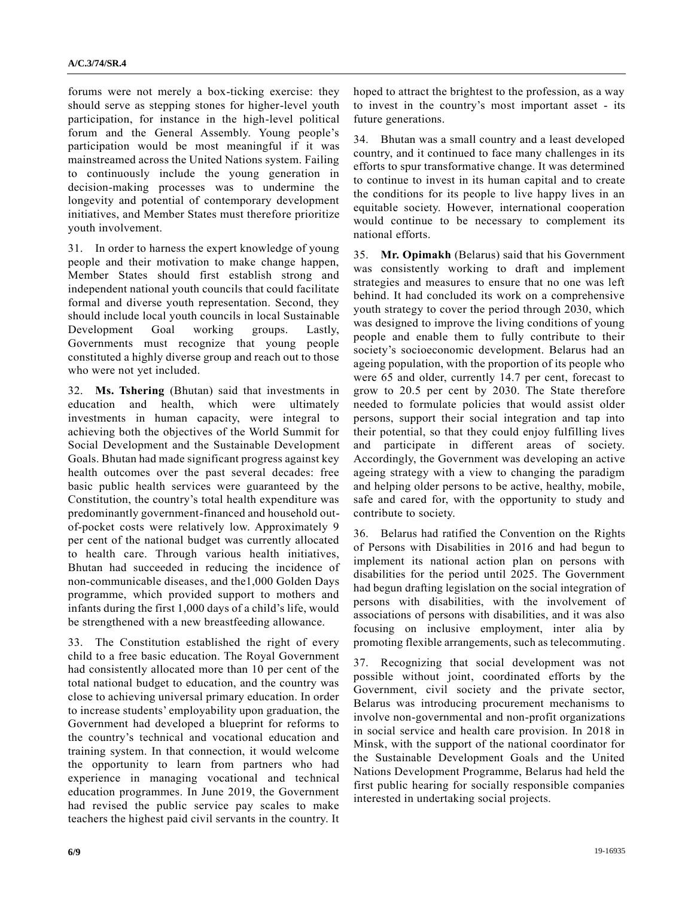forums were not merely a box-ticking exercise: they should serve as stepping stones for higher-level youth participation, for instance in the high-level political forum and the General Assembly. Young people's participation would be most meaningful if it was mainstreamed across the United Nations system. Failing to continuously include the young generation in decision-making processes was to undermine the longevity and potential of contemporary development initiatives, and Member States must therefore prioritize youth involvement.

31. In order to harness the expert knowledge of young people and their motivation to make change happen, Member States should first establish strong and independent national youth councils that could facilitate formal and diverse youth representation. Second, they should include local youth councils in local Sustainable Development Goal working groups. Lastly, Governments must recognize that young people constituted a highly diverse group and reach out to those who were not yet included.

32. **Ms. Tshering** (Bhutan) said that investments in education and health, which were ultimately investments in human capacity, were integral to achieving both the objectives of the World Summit for Social Development and the Sustainable Development Goals. Bhutan had made significant progress against key health outcomes over the past several decades: free basic public health services were guaranteed by the Constitution, the country's total health expenditure was predominantly government-financed and household out-of-pocket costs were relatively low. Approximately 9 per cent of the national budget was currently allocated to health care. Through various health initiatives, Bhutan had succeeded in reducing the incidence of non-communicable diseases, and the1,000 Golden Days programme, which provided support to mothers and infants during the first 1,000 days of a child's life, would be strengthened with a new breastfeeding allowance.

33. The Constitution established the right of every child to a free basic education. The Royal Government had consistently allocated more than 10 per cent of the total national budget to education, and the country was close to achieving universal primary education. In order to increase students' employability upon graduation, the Government had developed a blueprint for reforms to the country's technical and vocational education and training system. In that connection, it would welcome the opportunity to learn from partners who had experience in managing vocational and technical education programmes. In June 2019, the Government had revised the public service pay scales to make teachers the highest paid civil servants in the country. It hoped to attract the brightest to the profession, as a way to invest in the country's most important asset - its future generations.

34. Bhutan was a small country and a least developed country, and it continued to face many challenges in its efforts to spur transformative change. It was determined to continue to invest in its human capital and to create the conditions for its people to live happy lives in an equitable society. However, international cooperation would continue to be necessary to complement its national efforts.

35. **Mr. Opimakh** (Belarus) said that his Government was consistently working to draft and implement strategies and measures to ensure that no one was left behind. It had concluded its work on a comprehensive youth strategy to cover the period through 2030, which was designed to improve the living conditions of young people and enable them to fully contribute to their society's socioeconomic development. Belarus had an ageing population, with the proportion of its people who were 65 and older, currently 14.7 per cent, forecast to grow to 20.5 per cent by 2030. The State therefore needed to formulate policies that would assist older persons, support their social integration and tap into their potential, so that they could enjoy fulfilling lives and participate in different areas of society. Accordingly, the Government was developing an active ageing strategy with a view to changing the paradigm and helping older persons to be active, healthy, mobile, safe and cared for, with the opportunity to study and contribute to society.

36. Belarus had ratified the Convention on the Rights of Persons with Disabilities in 2016 and had begun to implement its national action plan on persons with disabilities for the period until 2025. The Government had begun drafting legislation on the social integration of persons with disabilities, with the involvement of associations of persons with disabilities, and it was also focusing on inclusive employment, inter alia by promoting flexible arrangements, such as telecommuting.

37. Recognizing that social development was not possible without joint, coordinated efforts by the Government, civil society and the private sector, Belarus was introducing procurement mechanisms to involve non-governmental and non-profit organizations in social service and health care provision. In 2018 in Minsk, with the support of the national coordinator for the Sustainable Development Goals and the United Nations Development Programme, Belarus had held the first public hearing for socially responsible companies interested in undertaking social projects.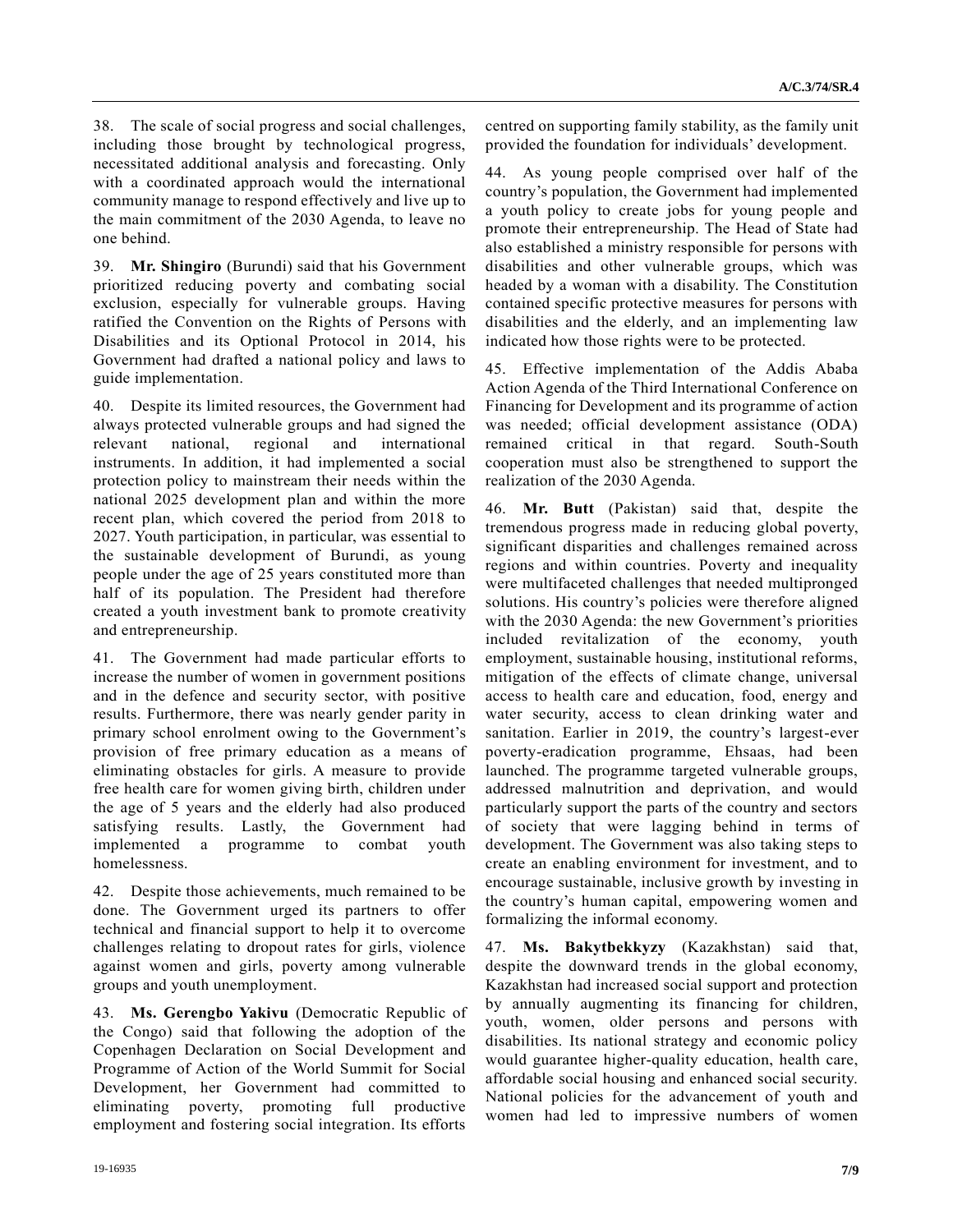38. The scale of social progress and social challenges, including those brought by technological progress, necessitated additional analysis and forecasting. Only with a coordinated approach would the international community manage to respond effectively and live up to the main commitment of the 2030 Agenda, to leave no one behind.

39. **Mr. Shingiro** (Burundi) said that his Government prioritized reducing poverty and combating social exclusion, especially for vulnerable groups. Having ratified the Convention on the Rights of Persons with Disabilities and its Optional Protocol in 2014, his Government had drafted a national policy and laws to guide implementation.

40. Despite its limited resources, the Government had always protected vulnerable groups and had signed the relevant national, regional and international instruments. In addition, it had implemented a social protection policy to mainstream their needs within the national 2025 development plan and within the more recent plan, which covered the period from 2018 to 2027. Youth participation, in particular, was essential to the sustainable development of Burundi, as young people under the age of 25 years constituted more than half of its population. The President had therefore created a youth investment bank to promote creativity and entrepreneurship.

41. The Government had made particular efforts to increase the number of women in government positions and in the defence and security sector, with positive results. Furthermore, there was nearly gender parity in primary school enrolment owing to the Government's provision of free primary education as a means of eliminating obstacles for girls. A measure to provide free health care for women giving birth, children under the age of 5 years and the elderly had also produced satisfying results. Lastly, the Government had implemented a programme to combat youth homelessness.

42. Despite those achievements, much remained to be done. The Government urged its partners to offer technical and financial support to help it to overcome challenges relating to dropout rates for girls, violence against women and girls, poverty among vulnerable groups and youth unemployment.

43. **Ms. Gerengbo Yakivu** (Democratic Republic of the Congo) said that following the adoption of the Copenhagen Declaration on Social Development and Programme of Action of the World Summit for Social Development, her Government had committed to eliminating poverty, promoting full productive employment and fostering social integration. Its efforts centred on supporting family stability, as the family unit provided the foundation for individuals' development.

44. As young people comprised over half of the country's population, the Government had implemented a youth policy to create jobs for young people and promote their entrepreneurship. The Head of State had also established a ministry responsible for persons with disabilities and other vulnerable groups, which was headed by a woman with a disability. The Constitution contained specific protective measures for persons with disabilities and the elderly, and an implementing law indicated how those rights were to be protected.

45. Effective implementation of the Addis Ababa Action Agenda of the Third International Conference on Financing for Development and its programme of action was needed; official development assistance (ODA) remained critical in that regard. South-South cooperation must also be strengthened to support the realization of the 2030 Agenda.

46. **Mr. Butt** (Pakistan) said that, despite the tremendous progress made in reducing global poverty, significant disparities and challenges remained across regions and within countries. Poverty and inequality were multifaceted challenges that needed multipronged solutions. His country's policies were therefore aligned with the 2030 Agenda: the new Government's priorities included revitalization of the economy, youth employment, sustainable housing, institutional reforms, mitigation of the effects of climate change, universal access to health care and education, food, energy and water security, access to clean drinking water and sanitation. Earlier in 2019, the country's largest-ever poverty-eradication programme, Ehsaas, had been launched. The programme targeted vulnerable groups, addressed malnutrition and deprivation, and would particularly support the parts of the country and sectors of society that were lagging behind in terms of development. The Government was also taking steps to create an enabling environment for investment, and to encourage sustainable, inclusive growth by investing in the country's human capital, empowering women and formalizing the informal economy.

47. **Ms. Bakytbekkyzy** (Kazakhstan) said that, despite the downward trends in the global economy, Kazakhstan had increased social support and protection by annually augmenting its financing for children, youth, women, older persons and persons with disabilities. Its national strategy and economic policy would guarantee higher-quality education, health care, affordable social housing and enhanced social security. National policies for the advancement of youth and women had led to impressive numbers of women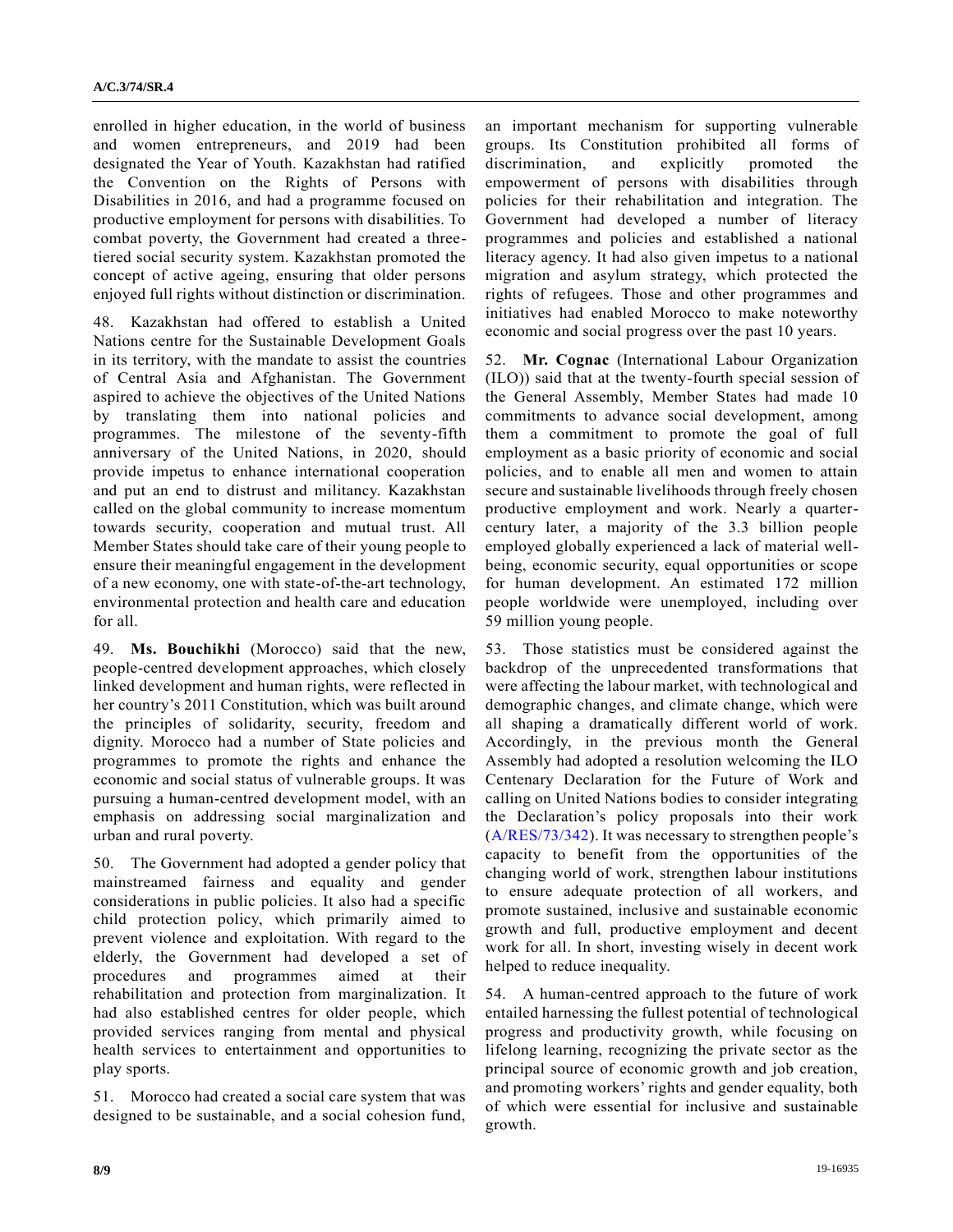enrolled in higher education, in the world of business and women entrepreneurs, and 2019 had been designated the Year of Youth. Kazakhstan had ratified the Convention on the Rights of Persons with Disabilities in 2016, and had a programme focused on productive employment for persons with disabilities. To combat poverty, the Government had created a three-tiered social security system. Kazakhstan promoted the concept of active ageing, ensuring that older persons enjoyed full rights without distinction or discrimination.

48. Kazakhstan had offered to establish a United Nations centre for the Sustainable Development Goals in its territory, with the mandate to assist the countries of Central Asia and Afghanistan. The Government aspired to achieve the objectives of the United Nations by translating them into national policies and programmes. The milestone of the seventy-fifth anniversary of the United Nations, in 2020, should provide impetus to enhance international cooperation and put an end to distrust and militancy. Kazakhstan called on the global community to increase momentum towards security, cooperation and mutual trust. All Member States should take care of their young people to ensure their meaningful engagement in the development of a new economy, one with state-of-the-art technology, environmental protection and health care and education for all.

49. **Ms. Bouchikhi** (Morocco) said that the new, people-centred development approaches, which closely linked development and human rights, were reflected in her country's 2011 Constitution, which was built around the principles of solidarity, security, freedom and dignity. Morocco had a number of State policies and programmes to promote the rights and enhance the economic and social status of vulnerable groups. It was pursuing a human-centred development model, with an emphasis on addressing social marginalization and urban and rural poverty.

50. The Government had adopted a gender policy that mainstreamed fairness and equality and gender considerations in public policies. It also had a specific child protection policy, which primarily aimed to prevent violence and exploitation. With regard to the elderly, the Government had developed a set of procedures and programmes aimed at their rehabilitation and protection from marginalization. It had also established centres for older people, which provided services ranging from mental and physical health services to entertainment and opportunities to play sports.

51. Morocco had created a social care system that was designed to be sustainable, and a social cohesion fund, an important mechanism for supporting vulnerable groups. Its Constitution prohibited all forms of discrimination, and explicitly promoted the empowerment of persons with disabilities through policies for their rehabilitation and integration. The Government had developed a number of literacy programmes and policies and established a national literacy agency. It had also given impetus to a national migration and asylum strategy, which protected the rights of refugees. Those and other programmes and initiatives had enabled Morocco to make noteworthy economic and social progress over the past 10 years.

52. **Mr. Cognac** (International Labour Organization (ILO)) said that at the twenty-fourth special session of the General Assembly, Member States had made 10 commitments to advance social development, among them a commitment to promote the goal of full employment as a basic priority of economic and social policies, and to enable all men and women to attain secure and sustainable livelihoods through freely chosen productive employment and work. Nearly a quarter-century later, a majority of the 3.3 billion people employed globally experienced a lack of material well-being, economic security, equal opportunities or scope for human development. An estimated 172 million people worldwide were unemployed, including over 59 million young people.

53. Those statistics must be considered against the backdrop of the unprecedented transformations that were affecting the labour market, with technological and demographic changes, and climate change, which were all shaping a dramatically different world of work. Accordingly, in the previous month the General Assembly had adopted a resolution welcoming the ILO Centenary Declaration for the Future of Work and calling on United Nations bodies to consider integrating the Declaration's policy proposals into their work (A/RES/73/342). It was necessary to strengthen people's capacity to benefit from the opportunities of the changing world of work, strengthen labour institutions to ensure adequate protection of all workers, and promote sustained, inclusive and sustainable economic growth and full, productive employment and decent work for all. In short, investing wisely in decent work helped to reduce inequality.

54. A human-centred approach to the future of work entailed harnessing the fullest potential of technological progress and productivity growth, while focusing on lifelong learning, recognizing the private sector as the principal source of economic growth and job creation, and promoting workers' rights and gender equality, both of which were essential for inclusive and sustainable growth.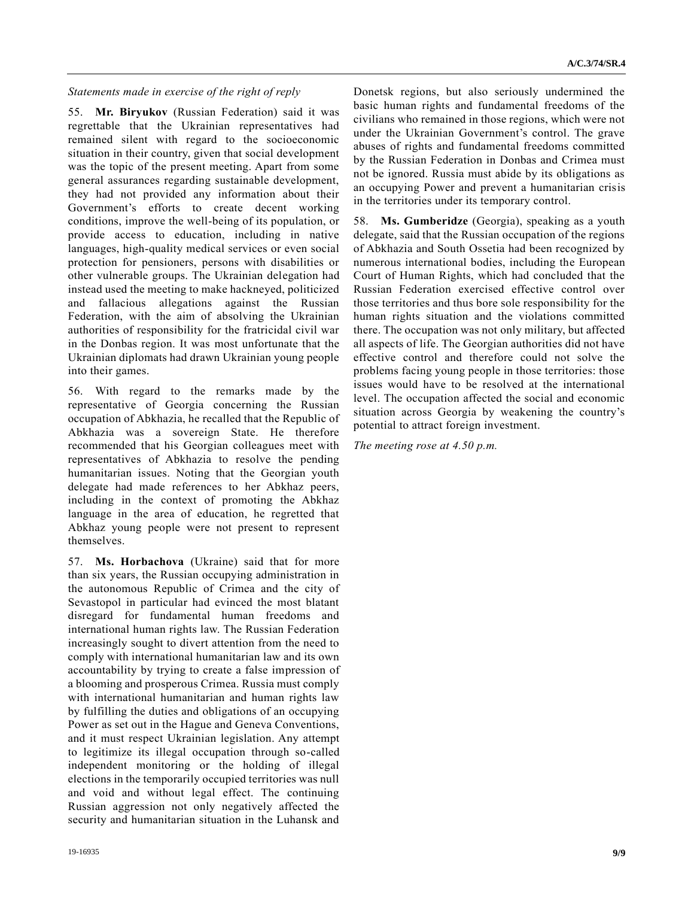*Statements made in exercise of the right of reply*

55. **Mr. Biryukov** (Russian Federation) said it was regrettable that the Ukrainian representatives had remained silent with regard to the socioeconomic situation in their country, given that social development was the topic of the present meeting. Apart from some general assurances regarding sustainable development, they had not provided any information about their Government's efforts to create decent working conditions, improve the well-being of its population, or provide access to education, including in native languages, high-quality medical services or even social protection for pensioners, persons with disabilities or other vulnerable groups. The Ukrainian delegation had instead used the meeting to make hackneyed, politicized and fallacious allegations against the Russian Federation, with the aim of absolving the Ukrainian authorities of responsibility for the fratricidal civil war in the Donbas region. It was most unfortunate that the Ukrainian diplomats had drawn Ukrainian young people into their games.

56. With regard to the remarks made by the representative of Georgia concerning the Russian occupation of Abkhazia, he recalled that the Republic of Abkhazia was a sovereign State. He therefore recommended that his Georgian colleagues meet with representatives of Abkhazia to resolve the pending humanitarian issues. Noting that the Georgian youth delegate had made references to her Abkhaz peers, including in the context of promoting the Abkhaz language in the area of education, he regretted that Abkhaz young people were not present to represent themselves.

57. **Ms. Horbachova** (Ukraine) said that for more than six years, the Russian occupying administration in the autonomous Republic of Crimea and the city of Sevastopol in particular had evinced the most blatant disregard for fundamental human freedoms and international human rights law. The Russian Federation increasingly sought to divert attention from the need to comply with international humanitarian law and its own accountability by trying to create a false impression of a blooming and prosperous Crimea. Russia must comply with international humanitarian and human rights law by fulfilling the duties and obligations of an occupying Power as set out in the Hague and Geneva Conventions, and it must respect Ukrainian legislation. Any attempt to legitimize its illegal occupation through so-called independent monitoring or the holding of illegal elections in the temporarily occupied territories was null and void and without legal effect. The continuing Russian aggression not only negatively affected the security and humanitarian situation in the Luhansk and Donetsk regions, but also seriously undermined the basic human rights and fundamental freedoms of the civilians who remained in those regions, which were not under the Ukrainian Government's control. The grave abuses of rights and fundamental freedoms committed by the Russian Federation in Donbas and Crimea must not be ignored. Russia must abide by its obligations as an occupying Power and prevent a humanitarian crisis in the territories under its temporary control.

58. **Ms. Gumberidze** (Georgia), speaking as a youth delegate, said that the Russian occupation of the regions of Abkhazia and South Ossetia had been recognized by numerous international bodies, including the European Court of Human Rights, which had concluded that the Russian Federation exercised effective control over those territories and thus bore sole responsibility for the human rights situation and the violations committed there. The occupation was not only military, but affected all aspects of life. The Georgian authorities did not have effective control and therefore could not solve the problems facing young people in those territories: those issues would have to be resolved at the international level. The occupation affected the social and economic situation across Georgia by weakening the country's potential to attract foreign investment.

*The meeting rose at 4.50 p.m.*